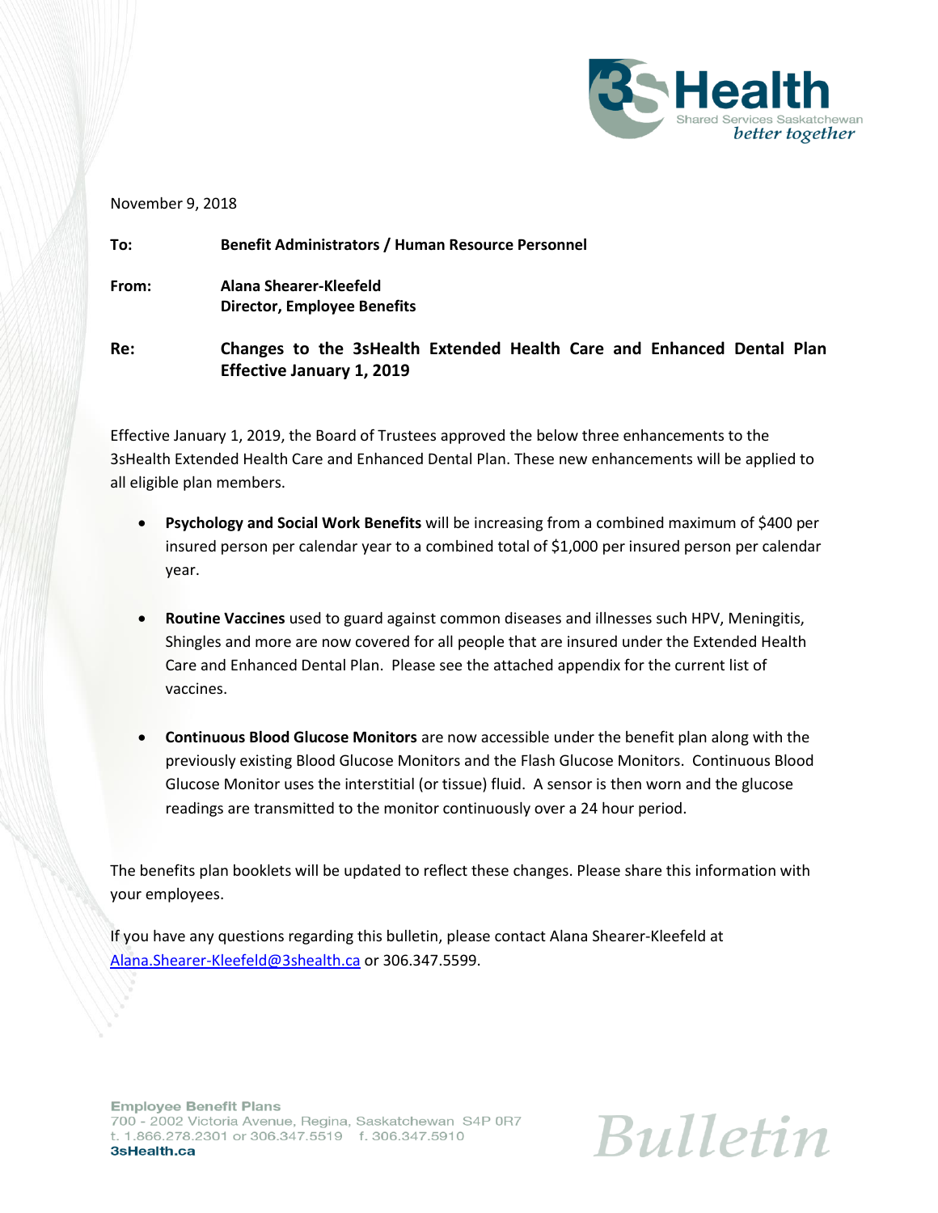3sHealth
Shared Services Saskatchewan
*better together*

November 9, 2018

**To:** **Benefit Administrators / Human Resource Personnel**

**From:** **Alana Shearer-Kleefeld**
**Director, Employee Benefits**

**Re:** **Changes to the 3sHealth Extended Health Care and Enhanced Dental Plan Effective January 1, 2019**

Effective January 1, 2019, the Board of Trustees approved the below three enhancements to the 3sHealth Extended Health Care and Enhanced Dental Plan. These new enhancements will be applied to all eligible plan members.

- **Psychology and Social Work Benefits** will be increasing from a combined maximum of $400 per insured person per calendar year to a combined total of $1,000 per insured person per calendar year.

- **Routine Vaccines** used to guard against common diseases and illnesses such HPV, Meningitis, Shingles and more are now covered for all people that are insured under the Extended Health Care and Enhanced Dental Plan. Please see the attached appendix for the current list of vaccines.

- **Continuous Blood Glucose Monitors** are now accessible under the benefit plan along with the previously existing Blood Glucose Monitors and the Flash Glucose Monitors. Continuous Blood Glucose Monitor uses the interstitial (or tissue) fluid. A sensor is then worn and the glucose readings are transmitted to the monitor continuously over a 24 hour period.

The benefits plan booklets will be updated to reflect these changes. Please share this information with your employees.

If you have any questions regarding this bulletin, please contact Alana Shearer-Kleefeld at Alana.Shearer-Kleefeld@3shealth.ca or 306.347.5599.

**Employee Benefit Plans**
700 - 2002 Victoria Avenue, Regina, Saskatchewan S4P 0R7
t. 1.866.278.2301 or 306.347.5519 f. 306.347.5910
**3sHealth.ca**

*Bulletin*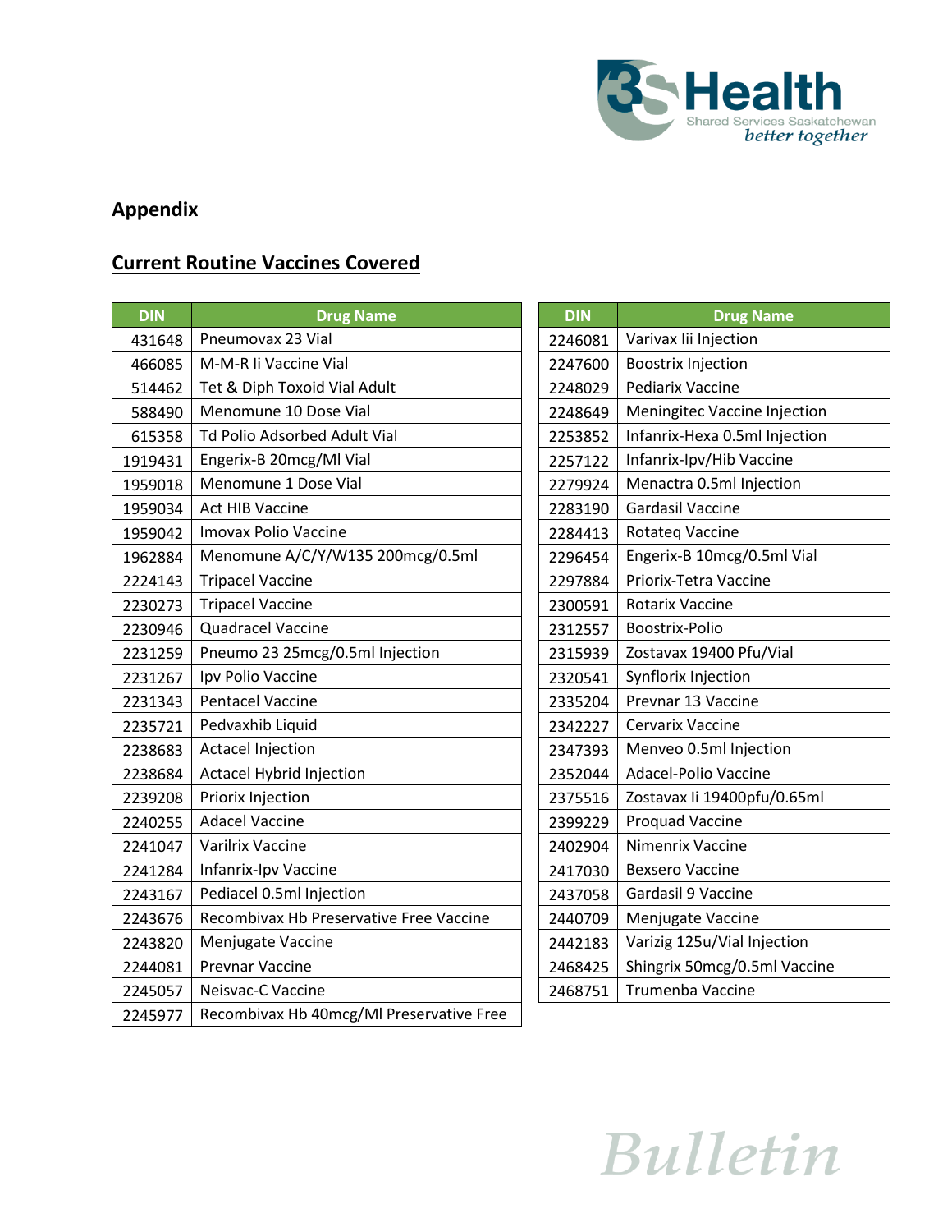## Appendix

### Current Routine Vaccines Covered

| DIN | Drug Name |
|---|---|
| 431648 | Pneumovax 23 Vial |
| 466085 | M-M-R Ii Vaccine Vial |
| 514462 | Tet & Diph Toxoid Vial Adult |
| 588490 | Menomune 10 Dose Vial |
| 615358 | Td Polio Adsorbed Adult Vial |
| 1919431 | Engerix-B 20mcg/Ml Vial |
| 1959018 | Menomune 1 Dose Vial |
| 1959034 | Act HIB Vaccine |
| 1959042 | Imovax Polio Vaccine |
| 1962884 | Menomune A/C/Y/W135 200mcg/0.5ml |
| 2224143 | Tripacel Vaccine |
| 2230273 | Tripacel Vaccine |
| 2230946 | Quadracel Vaccine |
| 2231259 | Pneumo 23 25mcg/0.5ml Injection |
| 2231267 | Ipv Polio Vaccine |
| 2231343 | Pentacel Vaccine |
| 2235721 | Pedvaxhib Liquid |
| 2238683 | Actacel Injection |
| 2238684 | Actacel Hybrid Injection |
| 2239208 | Priorix Injection |
| 2240255 | Adacel Vaccine |
| 2241047 | Varilrix Vaccine |
| 2241284 | Infanrix-Ipv Vaccine |
| 2243167 | Pediacel 0.5ml Injection |
| 2243676 | Recombivax Hb Preservative Free Vaccine |
| 2243820 | Menjugate Vaccine |
| 2244081 | Prevnar Vaccine |
| 2245057 | Neisvac-C Vaccine |
| 2245977 | Recombivax Hb 40mcg/Ml Preservative Free |
| 2246081 | Varivax Iii Injection |
| 2247600 | Boostrix Injection |
| 2248029 | Pediarix Vaccine |
| 2248649 | Meningitec Vaccine Injection |
| 2253852 | Infanrix-Hexa 0.5ml Injection |
| 2257122 | Infanrix-Ipv/Hib Vaccine |
| 2279924 | Menactra 0.5ml Injection |
| 2283190 | Gardasil Vaccine |
| 2284413 | Rotateq Vaccine |
| 2296454 | Engerix-B 10mcg/0.5ml Vial |
| 2297884 | Priorix-Tetra Vaccine |
| 2300591 | Rotarix Vaccine |
| 2312557 | Boostrix-Polio |
| 2315939 | Zostavax 19400 Pfu/Vial |
| 2320541 | Synflorix Injection |
| 2335204 | Prevnar 13 Vaccine |
| 2342227 | Cervarix Vaccine |
| 2347393 | Menveo 0.5ml Injection |
| 2352044 | Adacel-Polio Vaccine |
| 2375516 | Zostavax Ii 19400pfu/0.65ml |
| 2399229 | Proquad Vaccine |
| 2402904 | Nimenrix Vaccine |
| 2417030 | Bexsero Vaccine |
| 2437058 | Gardasil 9 Vaccine |
| 2440709 | Menjugate Vaccine |
| 2442183 | Varizig 125u/Vial Injection |
| 2468425 | Shingrix 50mcg/0.5ml Vaccine |
| 2468751 | Trumenba Vaccine |